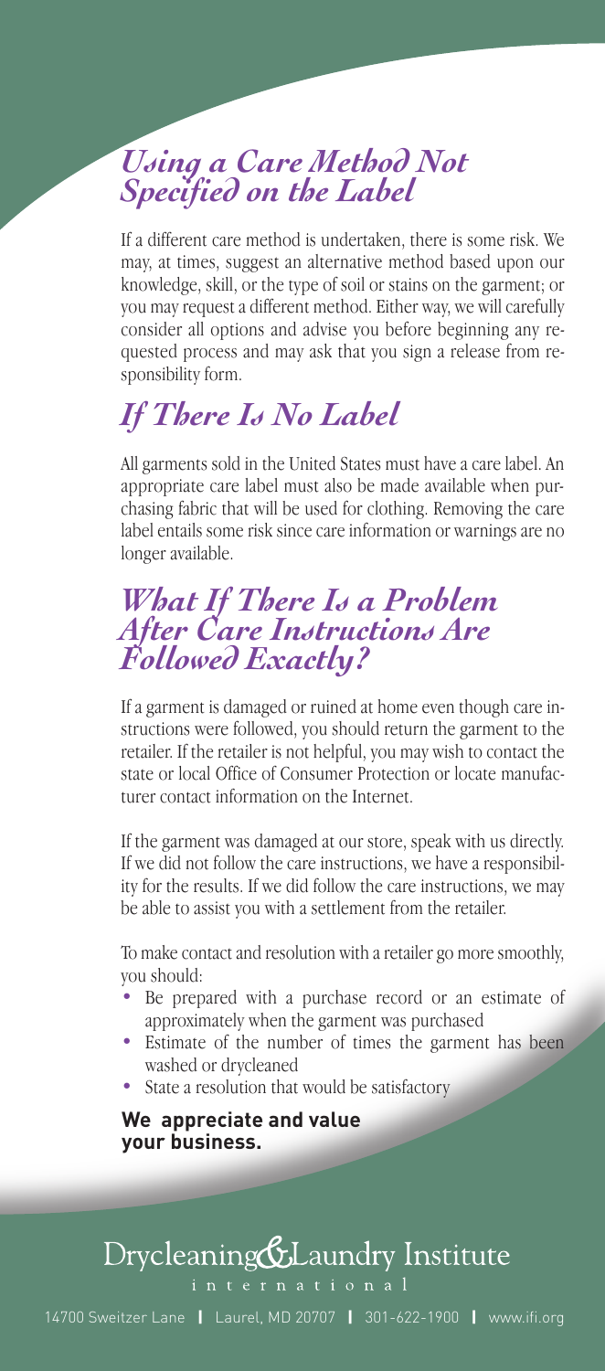## Using a Care Method Not Specified on the Label

If a different care method is undertaken, there is some risk. We may, at times, suggest an alternative method based upon our knowledge, skill, or the type of soil or stains on the garment; or you may request a different method. Either way, we will carefully consider all options and advise you before beginning any requested process and may ask that you sign a release from responsibility form.

## If There Is No Label

All garments sold in the United States must have a care label. An appropriate care label must also be made available when purchasing fabric that will be used for clothing. Removing the care label entails some risk since care information or warnings are no longer available.

## What If There Is a Problem After Care Instructions Are Followed Exactly?

If a garment is damaged or ruined at home even though care instructions were followed, you should return the garment to the retailer. If the retailer is not helpful, you may wish to contact the state or local Office of Consumer Protection or locate manufacturer contact information on the Internet.

If the garment was damaged at our store, speak with us directly. If we did not follow the care instructions, we have a responsibility for the results. If we did follow the care instructions, we may be able to assist you with a settlement from the retailer.

To make contact and resolution with a retailer go more smoothly, you should:

- Be prepared with a purchase record or an estimate of approximately when the garment was purchased
- Estimate of the number of times the garment has been washed or drycleaned
- State a resolution that would be satisfactory

**We appreciate and value your business.**

Drycleaning & Laundry Institute international

14700 Sweitzer Lane | Laurel, MD 20707 | 301-622-1900 | www.ifi.org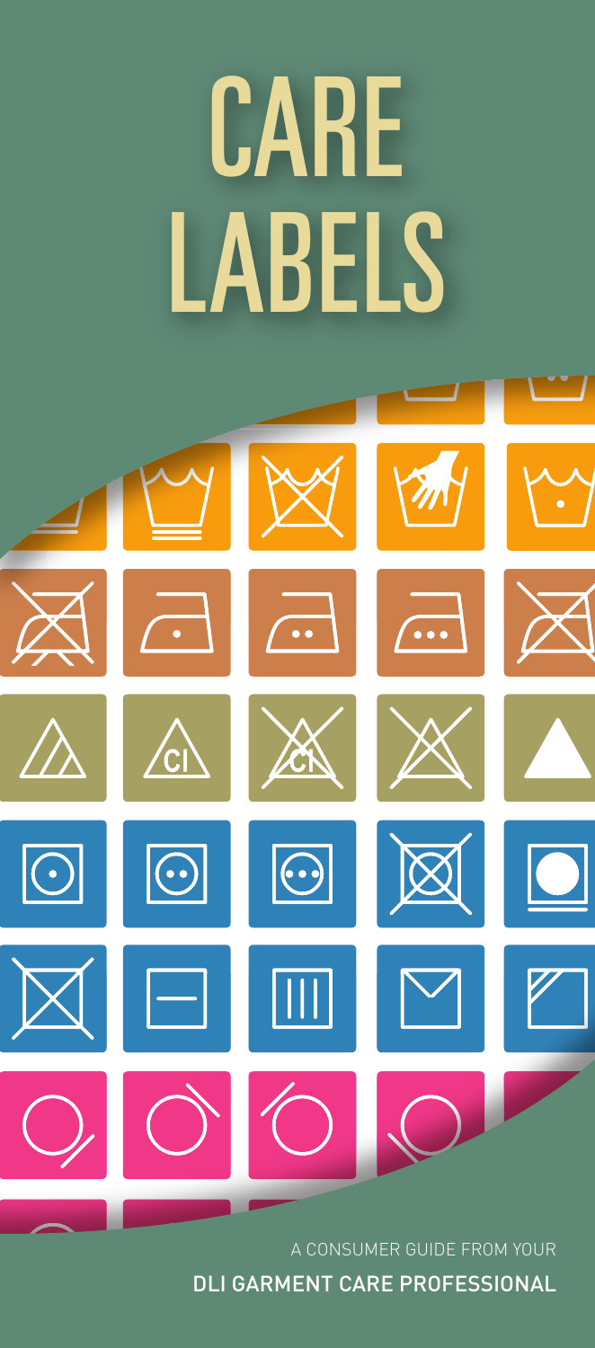# CARE LABELS

A CONSUMER GUIDE FROM YOUR

DLI GARMENT CARE PROFESSIONAL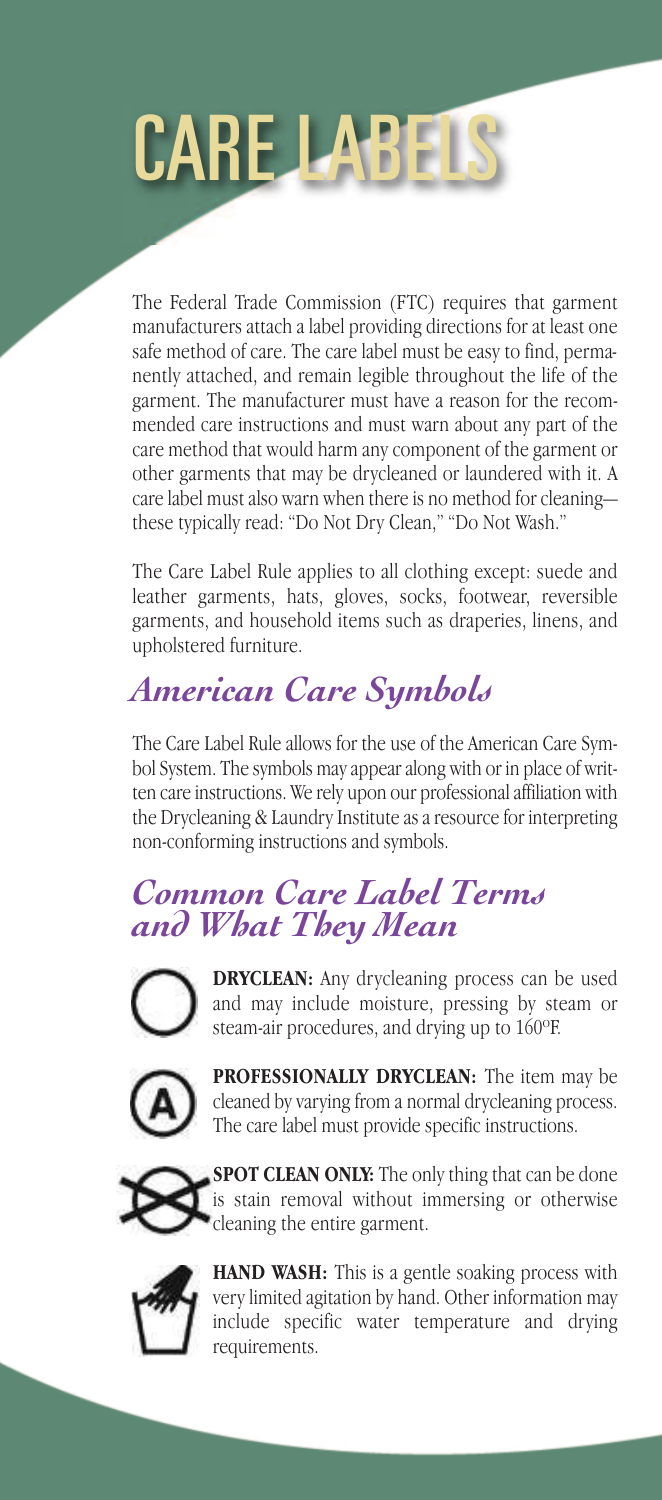# CARE LABELS

The Federal Trade Commission (FTC) requires that garment manufacturers attach a label providing directions for at least one safe method of care. The care label must be easy to find, permanently attached, and remain legible throughout the life of the garment. The manufacturer must have a reason for the recommended care instructions and must warn about any part of the care method that would harm any component of the garment or other garments that may be drycleaned or laundered with it. A care label must also warn when there is no method for cleaning—these typically read: "Do Not Dry Clean," "Do Not Wash."

The Care Label Rule applies to all clothing except: suede and leather garments, hats, gloves, socks, footwear, reversible garments, and household items such as draperies, linens, and upholstered furniture.

## *American Care Symbols*

The Care Label Rule allows for the use of the American Care Symbol System. The symbols may appear along with or in place of written care instructions. We rely upon our professional affiliation with the Drycleaning & Laundry Institute as a resource for interpreting non-conforming instructions and symbols.

## *Common Care Label Terms and What They Mean*

**DRYCLEAN:** Any drycleaning process can be used and may include moisture, pressing by steam or steam-air procedures, and drying up to 160°F.

**PROFESSIONALLY DRYCLEAN:** The item may be cleaned by varying from a normal drycleaning process. The care label must provide specific instructions.

**SPOT CLEAN ONLY:** The only thing that can be done is stain removal without immersing or otherwise cleaning the entire garment.

**HAND WASH:** This is a gentle soaking process with very limited agitation by hand. Other information may include specific water temperature and drying requirements.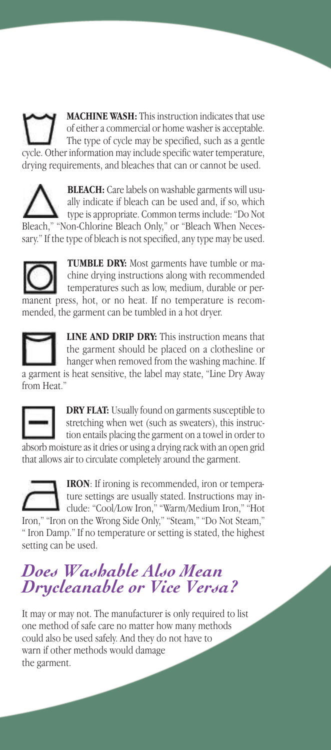**MACHINE WASH:** This instruction indicates that use of either a commercial or home washer is acceptable. The type of cycle may be specified, such as a gentle cycle. Other information may include specific water temperature, drying requirements, and bleaches that can or cannot be used.

**BLEACH:** Care labels on washable garments will usually indicate if bleach can be used and, if so, which type is appropriate. Common terms include: "Do Not Bleach," "Non-Chlorine Bleach Only," or "Bleach When Necessary." If the type of bleach is not specified, any type may be used.

**TUMBLE DRY:** Most garments have tumble or machine drying instructions along with recommended temperatures such as low, medium, durable or permanent press, hot, or no heat. If no temperature is recommended, the garment can be tumbled in a hot dryer.

**LINE AND DRIP DRY:** This instruction means that the garment should be placed on a clothesline or hanger when removed from the washing machine. If a garment is heat sensitive, the label may state, "Line Dry Away from Heat."

**DRY FLAT:** Usually found on garments susceptible to stretching when wet (such as sweaters), this instruction entails placing the garment on a towel in order to absorb moisture as it dries or using a drying rack with an open grid that allows air to circulate completely around the garment.

**IRON**: If ironing is recommended, iron or temperature settings are usually stated. Instructions may include: "Cool/Low Iron," "Warm/Medium Iron," "Hot Iron," "Iron on the Wrong Side Only," "Steam," "Do Not Steam," " Iron Damp." If no temperature or setting is stated, the highest setting can be used.

## *Does Washable Also Mean Drycleanable or Vice Versa?*

It may or may not. The manufacturer is only required to list one method of safe care no matter how many methods could also be used safely. And they do not have to warn if other methods would damage the garment.